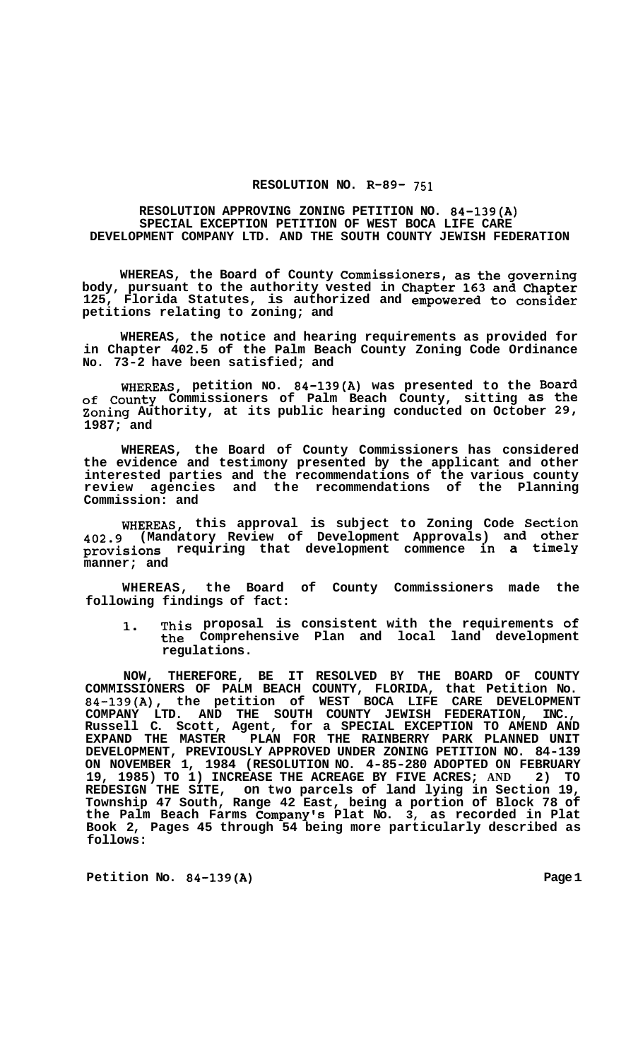# RESOLUTION NO. R-89- 751

## RESOLUTION APPROVING ZONING PETITION NO. 84-139(A) SPECIAL EXCEPTION PETITION OF WEST BOCA LIFE CARE DEVELOPMENT COMPANY LTD. AND THE SOUTH COUNTY JEWISH FEDERATION

**WHEREAS, the Board of County Commissioners, as the governing body, pursuant to the authority vested in Chapter 163 and Chapter 125, Florida Statutes, is authorized and empowered to consider petitions relating to zoning; and**

**WHEREAS, the notice and hearing requirements as provided for in Chapter 402.5 of the Palm Beach County Zoning Code Ordinance No. 73-2 have been satisfied; and**

**WHEREAS, petition NO. 84-139(A) was presented to the Board of County Commissioners of Palm Beach County, sitting as the Zoning Authority, at its public hearing conducted on October 29, 1987; and**

**WHEREAS, the Board of County Commissioners has considered the evidence and testimony presented by the applicant and other interested parties and the recommendations of the various county review agencies and the recommendations of the Planning Commission: and**

**WHEREAS, this approval is subject to Zoning Code Section 402.9 (Mandatory Review of Development Approvals) and other provisions requiring that development commence in a timely manner; and**

**WHEREAS, the Board of County Commissioners made the following findings of fact:**

1. **This proposal is consistent with the requirements of the Comprehensive Plan and local land development regulations.**

**NOW, THEREFORE, BE IT RESOLVED BY THE BOARD OF COUNTY COMMISSIONERS OF PALM BEACH COUNTY, FLORIDA, that Petition No. 84-139(A), the petition of WEST BOCA LIFE CARE DEVELOPMENT COMPANY LTD. AND THE SOUTH COUNTY JEWISH FEDERATION, INC., Russell C. Scott, Agent, for a SPECIAL EXCEPTION TO AMEND AND EXPAND THE MASTER PLAN FOR THE RAINBERRY PARK PLANNED UNIT DEVELOPMENT, PREVIOUSLY APPROVED UNDER ZONING PETITION NO. 84-139 ON NOVEMBER 1, 1984 (RESOLUTION NO. 4-85-280 ADOPTED ON FEBRUARY 19, 1985) TO 1) INCREASE THE ACREAGE BY FIVE ACRES; AND 2) TO REDESIGN THE SITE, on two parcels of land lying in Section 19, Township 47 South, Range 42 East, being a portion of Block 78 of the Palm Beach Farms Company's Plat No. 3, as recorded in Plat Book 2, Pages 45 through 54 being more particularly described as follows:**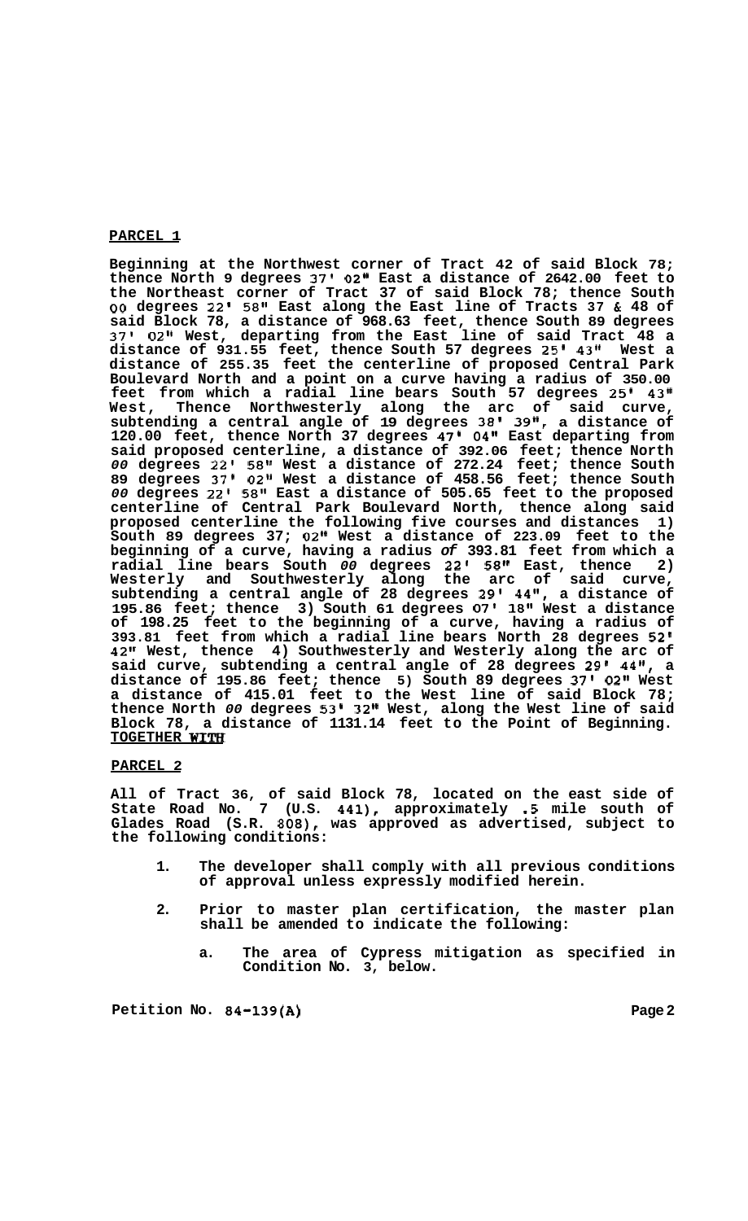**PARCEL 1**

**Beginning at the Northwest corner of Tract 42 of said Block 78; thence North 9 degrees 37' 02" East a distance of 2642.00 feet to the Northeast corner of Tract 37 of said Block 78; thence South 00 degrees 22' 58" East along the East line of Tracts 37 & 48 of said Block 78, a distance of 968.63 feet, thence South 89 degrees 37' 02" West, departing from the East line of said Tract 48 a distance of 931.55 feet, thence South 57 degrees 25' 43" West a distance of 255.35 feet the centerline of proposed Central Park Boulevard North and a point on a curve having a radius of 350.00 feet from which a radial line bears South 57 degrees 25' 43" West, Thence Northwesterly along the arc of said curve, subtending a central angle of 19 degrees 38' 39", a distance of 120.00 feet, thence North 37 degrees 47' 04" East departing from said proposed centerline, a distance of 392.06 feet; thence North 00 degrees 22' 58" West a distance of 272.24 feet; thence South 89 degrees 37' 02" West a distance of 458.56 feet; thence South 00 degrees 22' 58" East a distance of 505.65 feet to the proposed centerline of Central Park Boulevard North, thence along said proposed centerline the following five courses and distances 1) South 89 degrees 37; 02" West a distance of 223.09 feet to the beginning of a curve, having a radius of 393.81 feet from which a radial line bears South 00 degrees 22' 58" East, thence 2) Westerly and Southwesterly along the arc of said curve, subtending a central angle of 28 degrees 29' 44", a distance of 195.86 feet; thence 3) South 61 degrees 07' 18" West a distance of 198.25 feet to the beginning of a curve, having a radius of 393.81 feet from which a radial line bears North 28 degrees 52' 42" West, thence 4) Southwesterly and Westerly along the arc of said curve, subtending a central angle of 28 degrees 29' 44", a distance of 195.86 feet; thence 5) South 89 degrees 37' 02" West a distance of 415.01 feet to the West line of said Block 78; thence North 00 degrees 53' 32" West, along the West line of said Block 78, a distance of 1131.14 feet to the Point of Beginning.**
**TOGETHER WITH**

**PARCEL 2**

**All of Tract 36, of said Block 78, located on the east side of State Road No. 7 (U.S. 441), approximately .5 mile south of Glades Road (S.R. 808), was approved as advertised, subject to the following conditions:**

1. **The developer shall comply with all previous conditions of approval unless expressly modified herein.**

2. **Prior to master plan certification, the master plan shall be amended to indicate the following:**

    a. **The area of Cypress mitigation as specified in Condition No. 3, below.**

**Petition No. 84-139(A)**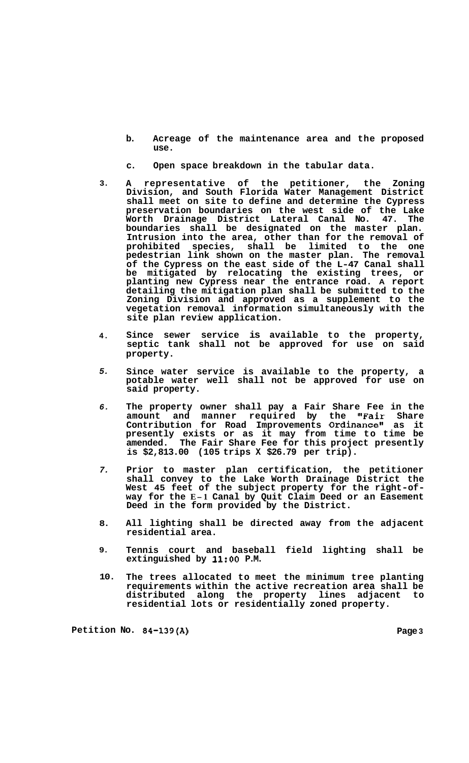b. Acreage of the maintenance area and the proposed use.

c. Open space breakdown in the tabular data.

3. A representative of the petitioner, the Zoning Division, and South Florida Water Management District shall meet on site to define and determine the Cypress preservation boundaries on the west side of the Lake Worth Drainage District Lateral Canal No. 47. The boundaries shall be designated on the master plan. Intrusion into the area, other than for the removal of prohibited species, shall be limited to the one pedestrian link shown on the master plan. The removal of the Cypress on the east side of the L-47 Canal shall be mitigated by relocating the existing trees, or planting new Cypress near the entrance road. A report detailing the mitigation plan shall be submitted to the Zoning Division and approved as a supplement to the vegetation removal information simultaneously with the site plan review application.

4. Since sewer service is available to the property, septic tank shall not be approved for use on said property.

5. Since water service is available to the property, a potable water well shall not be approved for use on said property.

6. The property owner shall pay a Fair Share Fee in the amount and manner required by the "Fair Share Contribution for Road Improvements Ordinance" as it presently exists or as it may from time to time be amended. The Fair Share Fee for this project presently is $2,813.00 (105 trips X $26.79 per trip).

7. Prior to master plan certification, the petitioner shall convey to the Lake Worth Drainage District the West 45 feet of the subject property for the right-of-way for the E-1 Canal by Quit Claim Deed or an Easement Deed in the form provided by the District.

8. All lighting shall be directed away from the adjacent residential area.

9. Tennis court and baseball field lighting shall be extinguished by 11:00 P.M.

10. The trees allocated to meet the minimum tree planting requirements within the active recreation area shall be distributed along the property lines adjacent to residential lots or residentially zoned property.

Petition No. 84-139(A)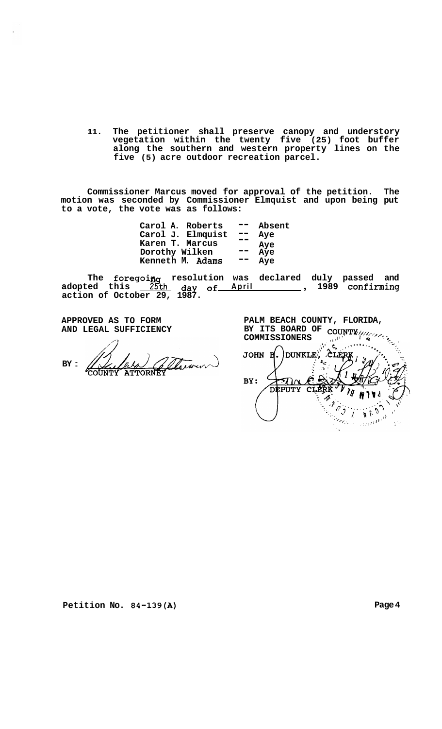11. The petitioner shall preserve canopy and understory vegetation within the twenty five (25) foot buffer along the southern and western property lines on the five (5) acre outdoor recreation parcel.

Commissioner Marcus moved for approval of the petition. The motion was seconded by Commissioner Elmquist and upon being put to a vote, the vote was as follows:

| | | |
|---|---|---|
| Carol A. Roberts | -- | Absent |
| Carol J. Elmquist | -- | Aye |
| Karen T. Marcus | -- | Aye |
| Dorothy Wilken | -- | Aye |
| Kenneth M. Adams | -- | Aye |

The foregoing resolution was declared duly passed and adopted this 25th day of April, 1989 confirming action of October 29, 1987.

APPROVED AS TO FORM
AND LEGAL SUFFICIENCY

BY: COUNTY ATTORNEY

PALM BEACH COUNTY, FLORIDA,
BY ITS BOARD OF COUNTY
COMMISSIONERS

JOHN B. DUNKLE, CLERK

BY: DEPUTY CLERK

Petition No. 84-139(A)